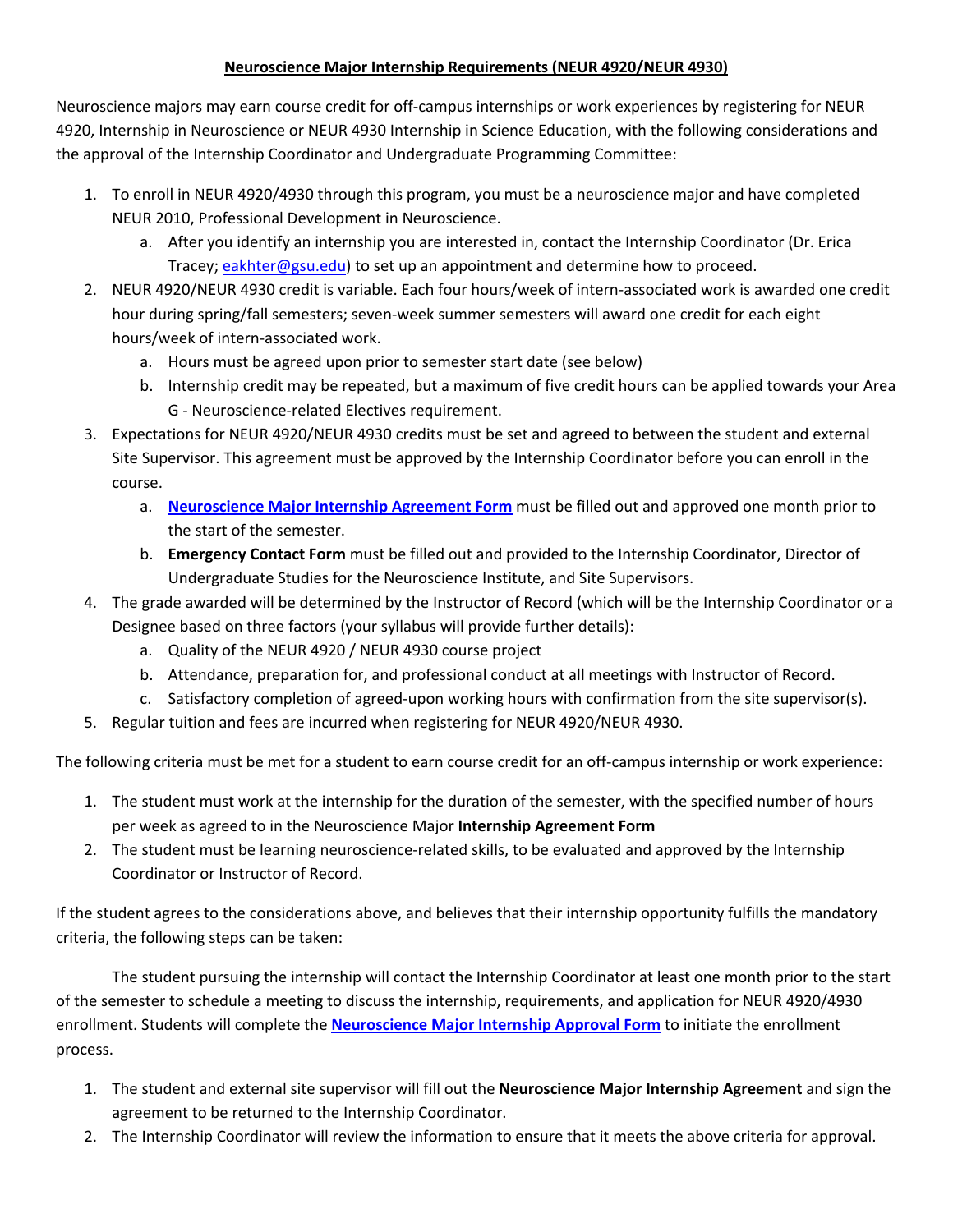**Neuroscience Major Internship Requirements (NEUR 4920/NEUR 4930)**

Neuroscience majors may earn course credit for off-campus internships or work experiences by registering for NEUR 4920, Internship in Neuroscience or NEUR 4930 Internship in Science Education, with the following considerations and the approval of the Internship Coordinator and Undergraduate Programming Committee:

1. To enroll in NEUR 4920/4930 through this program, you must be a neuroscience major and have completed NEUR 2010, Professional Development in Neuroscience.
    a. After you identify an internship you are interested in, contact the Internship Coordinator (Dr. Erica Tracey; eakhter@gsu.edu) to set up an appointment and determine how to proceed.
2. NEUR 4920/NEUR 4930 credit is variable. Each four hours/week of intern-associated work is awarded one credit hour during spring/fall semesters; seven-week summer semesters will award one credit for each eight hours/week of intern-associated work.
    a. Hours must be agreed upon prior to semester start date (see below)
    b. Internship credit may be repeated, but a maximum of five credit hours can be applied towards your Area G - Neuroscience-related Electives requirement.
3. Expectations for NEUR 4920/NEUR 4930 credits must be set and agreed to between the student and external Site Supervisor. This agreement must be approved by the Internship Coordinator before you can enroll in the course.
    a. **Neuroscience Major Internship Agreement Form** must be filled out and approved one month prior to the start of the semester.
    b. **Emergency Contact Form** must be filled out and provided to the Internship Coordinator, Director of Undergraduate Studies for the Neuroscience Institute, and Site Supervisors.
4. The grade awarded will be determined by the Instructor of Record (which will be the Internship Coordinator or a Designee based on three factors (your syllabus will provide further details):
    a. Quality of the NEUR 4920 / NEUR 4930 course project
    b. Attendance, preparation for, and professional conduct at all meetings with Instructor of Record.
    c. Satisfactory completion of agreed-upon working hours with confirmation from the site supervisor(s).
5. Regular tuition and fees are incurred when registering for NEUR 4920/NEUR 4930.

The following criteria must be met for a student to earn course credit for an off-campus internship or work experience:

1. The student must work at the internship for the duration of the semester, with the specified number of hours per week as agreed to in the Neuroscience Major **Internship Agreement Form**
2. The student must be learning neuroscience-related skills, to be evaluated and approved by the Internship Coordinator or Instructor of Record.

If the student agrees to the considerations above, and believes that their internship opportunity fulfills the mandatory criteria, the following steps can be taken:

The student pursuing the internship will contact the Internship Coordinator at least one month prior to the start of the semester to schedule a meeting to discuss the internship, requirements, and application for NEUR 4920/4930 enrollment. Students will complete the **Neuroscience Major Internship Approval Form** to initiate the enrollment process.

1. The student and external site supervisor will fill out the **Neuroscience Major Internship Agreement** and sign the agreement to be returned to the Internship Coordinator.
2. The Internship Coordinator will review the information to ensure that it meets the above criteria for approval.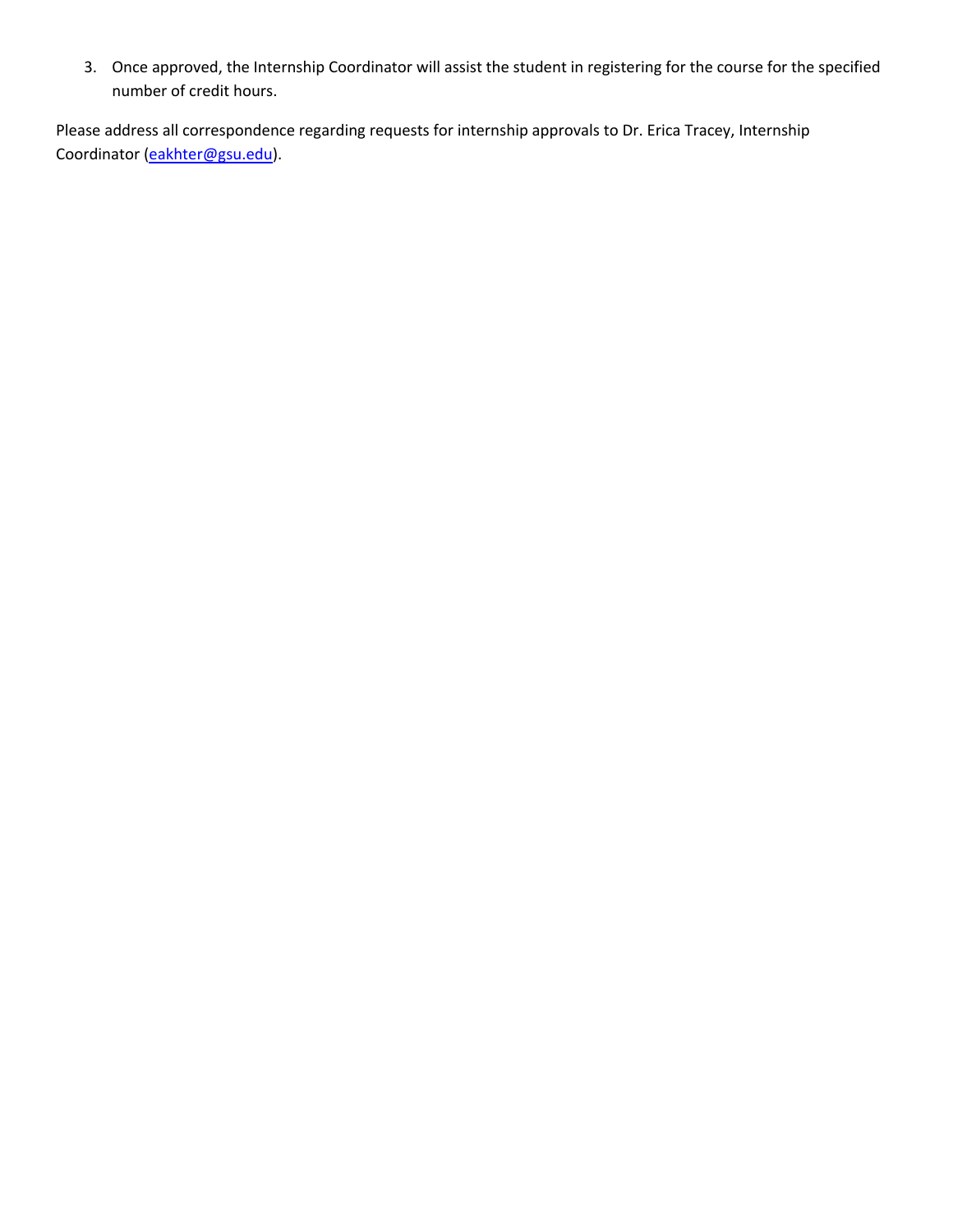3. Once approved, the Internship Coordinator will assist the student in registering for the course for the specified number of credit hours.

Please address all correspondence regarding requests for internship approvals to Dr. Erica Tracey, Internship Coordinator (eakhter@gsu.edu).